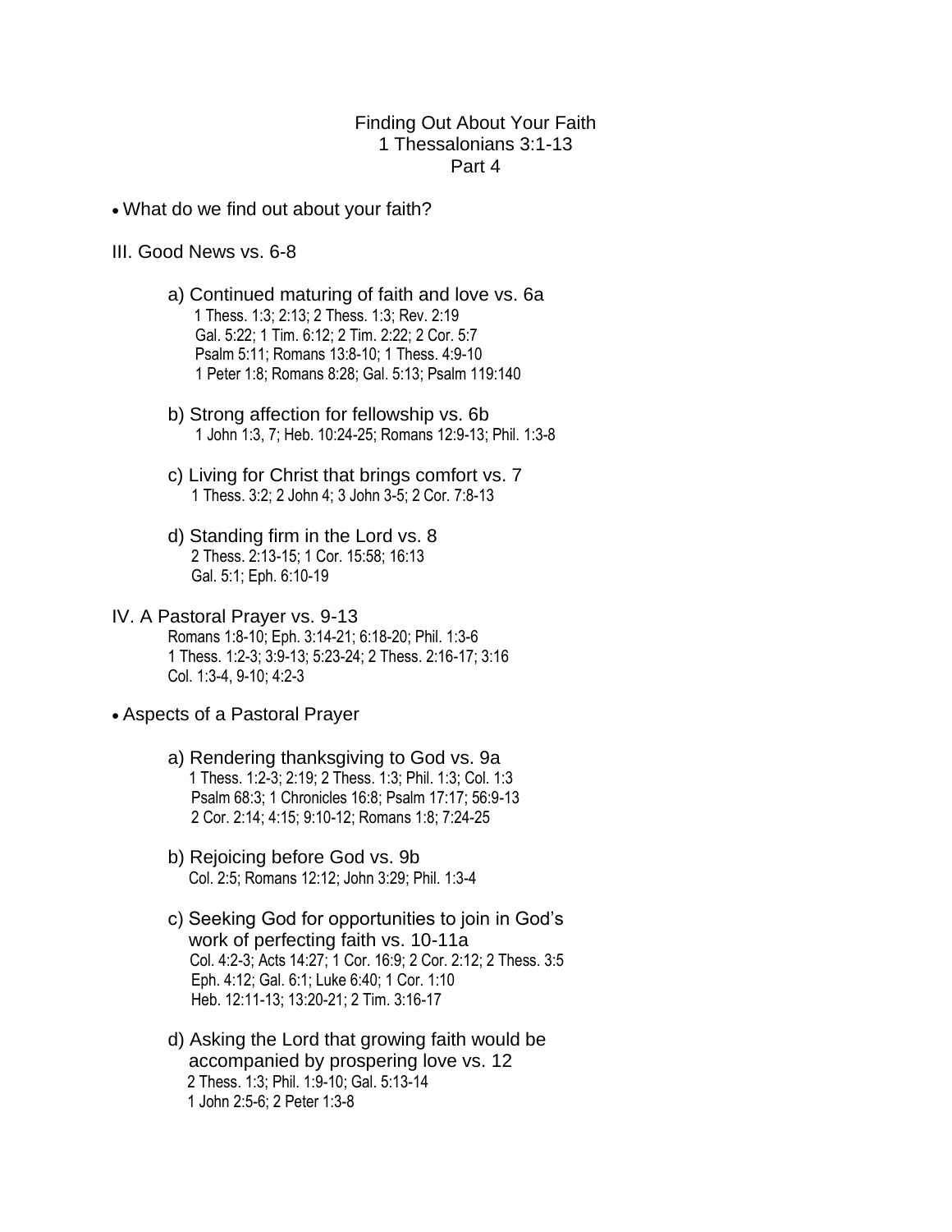# Finding Out About Your Faith
## 1 Thessalonians 3:1-13
## Part 4

- What do we find out about your faith?

III. Good News vs. 6-8

a) Continued maturing of faith and love vs. 6a
1 Thess. 1:3; 2:13; 2 Thess. 1:3; Rev. 2:19
Gal. 5:22; 1 Tim. 6:12; 2 Tim. 2:22; 2 Cor. 5:7
Psalm 5:11; Romans 13:8-10; 1 Thess. 4:9-10
1 Peter 1:8; Romans 8:28; Gal. 5:13; Psalm 119:140

b) Strong affection for fellowship vs. 6b
1 John 1:3, 7; Heb. 10:24-25; Romans 12:9-13; Phil. 1:3-8

c) Living for Christ that brings comfort vs. 7
1 Thess. 3:2; 2 John 4; 3 John 3-5; 2 Cor. 7:8-13

d) Standing firm in the Lord vs. 8
2 Thess. 2:13-15; 1 Cor. 15:58; 16:13
Gal. 5:1; Eph. 6:10-19

IV. A Pastoral Prayer vs. 9-13
Romans 1:8-10; Eph. 3:14-21; 6:18-20; Phil. 1:3-6
1 Thess. 1:2-3; 3:9-13; 5:23-24; 2 Thess. 2:16-17; 3:16
Col. 1:3-4, 9-10; 4:2-3

- Aspects of a Pastoral Prayer

a) Rendering thanksgiving to God vs. 9a
1 Thess. 1:2-3; 2:19; 2 Thess. 1:3; Phil. 1:3; Col. 1:3
Psalm 68:3; 1 Chronicles 16:8; Psalm 17:17; 56:9-13
2 Cor. 2:14; 4:15; 9:10-12; Romans 1:8; 7:24-25

b) Rejoicing before God vs. 9b
Col. 2:5; Romans 12:12; John 3:29; Phil. 1:3-4

c) Seeking God for opportunities to join in God's work of perfecting faith vs. 10-11a
Col. 4:2-3; Acts 14:27; 1 Cor. 16:9; 2 Cor. 2:12; 2 Thess. 3:5
Eph. 4:12; Gal. 6:1; Luke 6:40; 1 Cor. 1:10
Heb. 12:11-13; 13:20-21; 2 Tim. 3:16-17

d) Asking the Lord that growing faith would be accompanied by prospering love vs. 12
2 Thess. 1:3; Phil. 1:9-10; Gal. 5:13-14
1 John 2:5-6; 2 Peter 1:3-8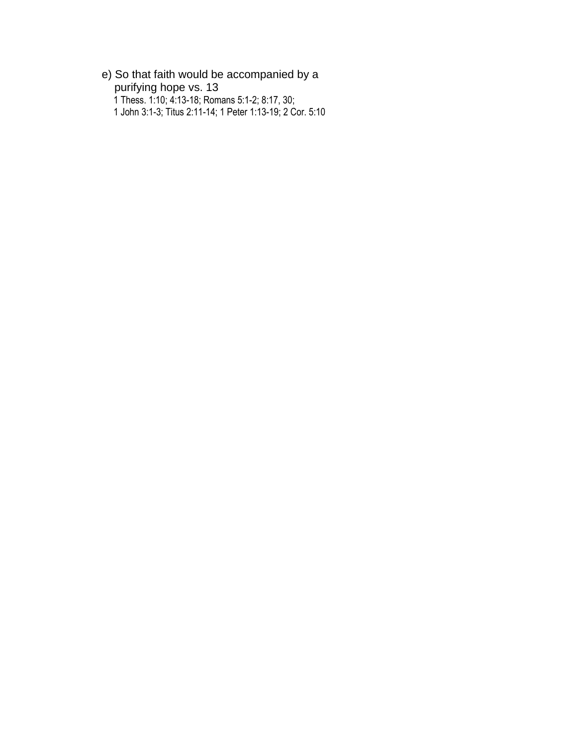e) So that faith would be accompanied by a purifying hope vs. 13

1 Thess. 1:10; 4:13-18; Romans 5:1-2; 8:17, 30;
1 John 3:1-3; Titus 2:11-14; 1 Peter 1:13-19; 2 Cor. 5:10